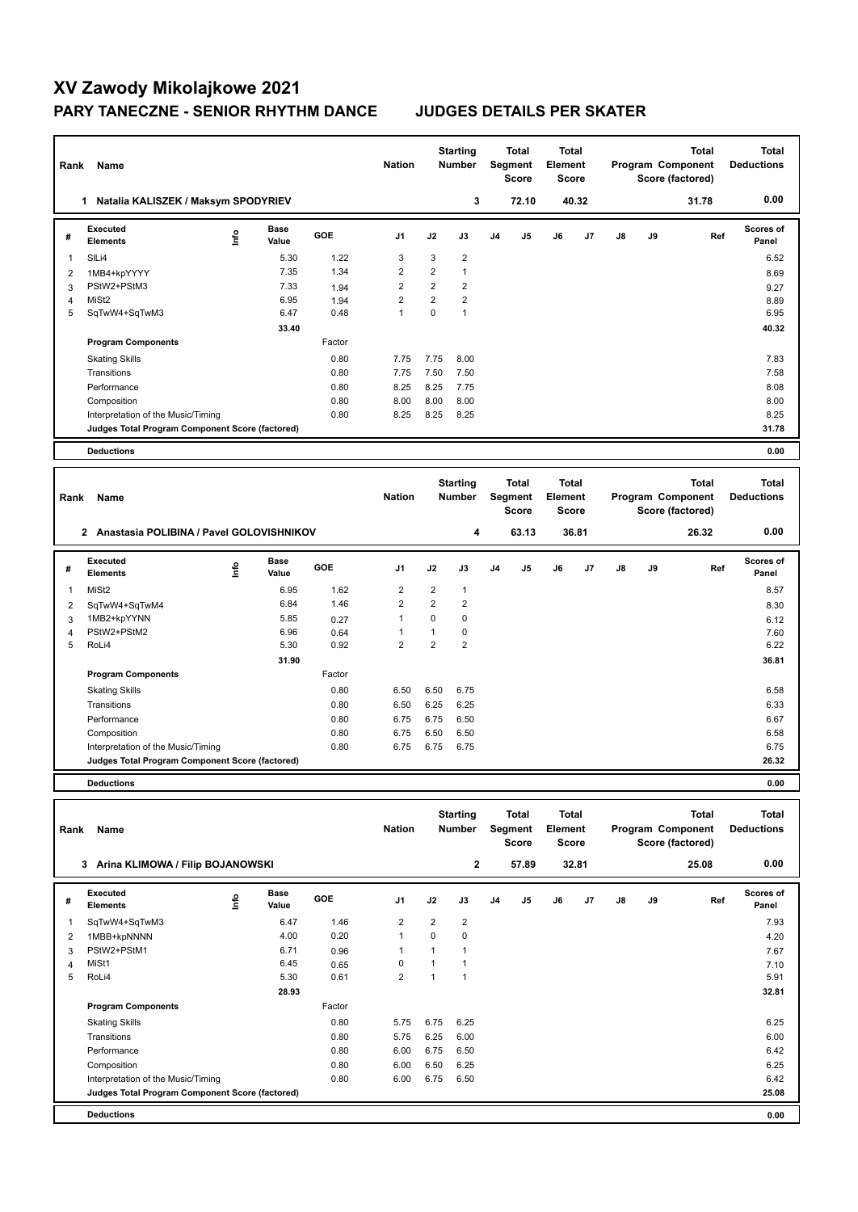# XV Zawody Mikolajkowe 2021

## PARY TANECZNE - SENIOR RHYTHM DANCE JUDGES DETAILS PER SKATER

| Rank | Name | Nation | Starting Number | Total Segment Score | Total Element Score | Total Program Component Score (factored) | Total Deductions |
|---|---|---|---|---|---|---|---|
| 1 | Natalia KALISZEK / Maksym SPODYRIEV | | 3 | 72.10 | 40.32 | 31.78 | 0.00 |

| # | Executed Elements | Info | Base Value | GOE | J1 | J2 | J3 | J4 | J5 | J6 | J7 | J8 | J9 | Ref | Scores of Panel |
|---|---|---|---|---|---|---|---|---|---|---|---|---|---|---|---|
| 1 | SlLi4 | | 5.30 | 1.22 | 3 | 3 | 2 | | | | | | | | 6.52 |
| 2 | 1MB4+kpYYYY | | 7.35 | 1.34 | 2 | 2 | 1 | | | | | | | | 8.69 |
| 3 | PStW2+PStM3 | | 7.33 | 1.94 | 2 | 2 | 2 | | | | | | | | 9.27 |
| 4 | MiSt2 | | 6.95 | 1.94 | 2 | 2 | 2 | | | | | | | | 8.89 |
| 5 | SqTwW4+SqTwM3 | | 6.47 | 0.48 | 1 | 0 | 1 | | | | | | | | 6.95 |
| | | | 33.40 | | | | | | | | | | | | 40.32 |
| | **Program Components** | | | Factor | | | | | | | | | | | |
| | Skating Skills | | | 0.80 | 7.75 | 7.75 | 8.00 | | | | | | | | 7.83 |
| | Transitions | | | 0.80 | 7.75 | 7.50 | 7.50 | | | | | | | | 7.58 |
| | Performance | | | 0.80 | 8.25 | 8.25 | 7.75 | | | | | | | | 8.08 |
| | Composition | | | 0.80 | 8.00 | 8.00 | 8.00 | | | | | | | | 8.00 |
| | Interpretation of the Music/Timing | | | 0.80 | 8.25 | 8.25 | 8.25 | | | | | | | | 8.25 |
| | **Judges Total Program Component Score (factored)** | | | | | | | | | | | | | | 31.78 |
| | **Deductions** | | | | | | | | | | | | | | 0.00 |

| Rank | Name | Nation | Starting Number | Total Segment Score | Total Element Score | Total Program Component Score (factored) | Total Deductions |
|---|---|---|---|---|---|---|---|
| 2 | Anastasia POLIBINA / Pavel GOLOVISHNIKOV | | 4 | 63.13 | 36.81 | 26.32 | 0.00 |

| # | Executed Elements | Info | Base Value | GOE | J1 | J2 | J3 | J4 | J5 | J6 | J7 | J8 | J9 | Ref | Scores of Panel |
|---|---|---|---|---|---|---|---|---|---|---|---|---|---|---|---|
| 1 | MiSt2 | | 6.95 | 1.62 | 2 | 2 | 1 | | | | | | | | 8.57 |
| 2 | SqTwW4+SqTwM4 | | 6.84 | 1.46 | 2 | 2 | 2 | | | | | | | | 8.30 |
| 3 | 1MB2+kpYYNN | | 5.85 | 0.27 | 1 | 0 | 0 | | | | | | | | 6.12 |
| 4 | PStW2+PStM2 | | 6.96 | 0.64 | 1 | 1 | 0 | | | | | | | | 7.60 |
| 5 | RoLi4 | | 5.30 | 0.92 | 2 | 2 | 2 | | | | | | | | 6.22 |
| | | | 31.90 | | | | | | | | | | | | 36.81 |
| | **Program Components** | | | Factor | | | | | | | | | | | |
| | Skating Skills | | | 0.80 | 6.50 | 6.50 | 6.75 | | | | | | | | 6.58 |
| | Transitions | | | 0.80 | 6.50 | 6.25 | 6.25 | | | | | | | | 6.33 |
| | Performance | | | 0.80 | 6.75 | 6.75 | 6.50 | | | | | | | | 6.67 |
| | Composition | | | 0.80 | 6.75 | 6.50 | 6.50 | | | | | | | | 6.58 |
| | Interpretation of the Music/Timing | | | 0.80 | 6.75 | 6.75 | 6.75 | | | | | | | | 6.75 |
| | **Judges Total Program Component Score (factored)** | | | | | | | | | | | | | | 26.32 |
| | **Deductions** | | | | | | | | | | | | | | 0.00 |

| Rank | Name | Nation | Starting Number | Total Segment Score | Total Element Score | Total Program Component Score (factored) | Total Deductions |
|---|---|---|---|---|---|---|---|
| 3 | Arina KLIMOWA / Filip BOJANOWSKI | | 2 | 57.89 | 32.81 | 25.08 | 0.00 |

| # | Executed Elements | Info | Base Value | GOE | J1 | J2 | J3 | J4 | J5 | J6 | J7 | J8 | J9 | Ref | Scores of Panel |
|---|---|---|---|---|---|---|---|---|---|---|---|---|---|---|---|
| 1 | SqTwW4+SqTwM3 | | 6.47 | 1.46 | 2 | 2 | 2 | | | | | | | | 7.93 |
| 2 | 1MBB+kpNNNN | | 4.00 | 0.20 | 1 | 0 | 0 | | | | | | | | 4.20 |
| 3 | PStW2+PStM1 | | 6.71 | 0.96 | 1 | 1 | 1 | | | | | | | | 7.67 |
| 4 | MiSt1 | | 6.45 | 0.65 | 0 | 1 | 1 | | | | | | | | 7.10 |
| 5 | RoLi4 | | 5.30 | 0.61 | 2 | 1 | 1 | | | | | | | | 5.91 |
| | | | 28.93 | | | | | | | | | | | | 32.81 |
| | **Program Components** | | | Factor | | | | | | | | | | | |
| | Skating Skills | | | 0.80 | 5.75 | 6.75 | 6.25 | | | | | | | | 6.25 |
| | Transitions | | | 0.80 | 5.75 | 6.25 | 6.00 | | | | | | | | 6.00 |
| | Performance | | | 0.80 | 6.00 | 6.75 | 6.50 | | | | | | | | 6.42 |
| | Composition | | | 0.80 | 6.00 | 6.50 | 6.25 | | | | | | | | 6.25 |
| | Interpretation of the Music/Timing | | | 0.80 | 6.00 | 6.75 | 6.50 | | | | | | | | 6.42 |
| | **Judges Total Program Component Score (factored)** | | | | | | | | | | | | | | 25.08 |
| | **Deductions** | | | | | | | | | | | | | | 0.00 |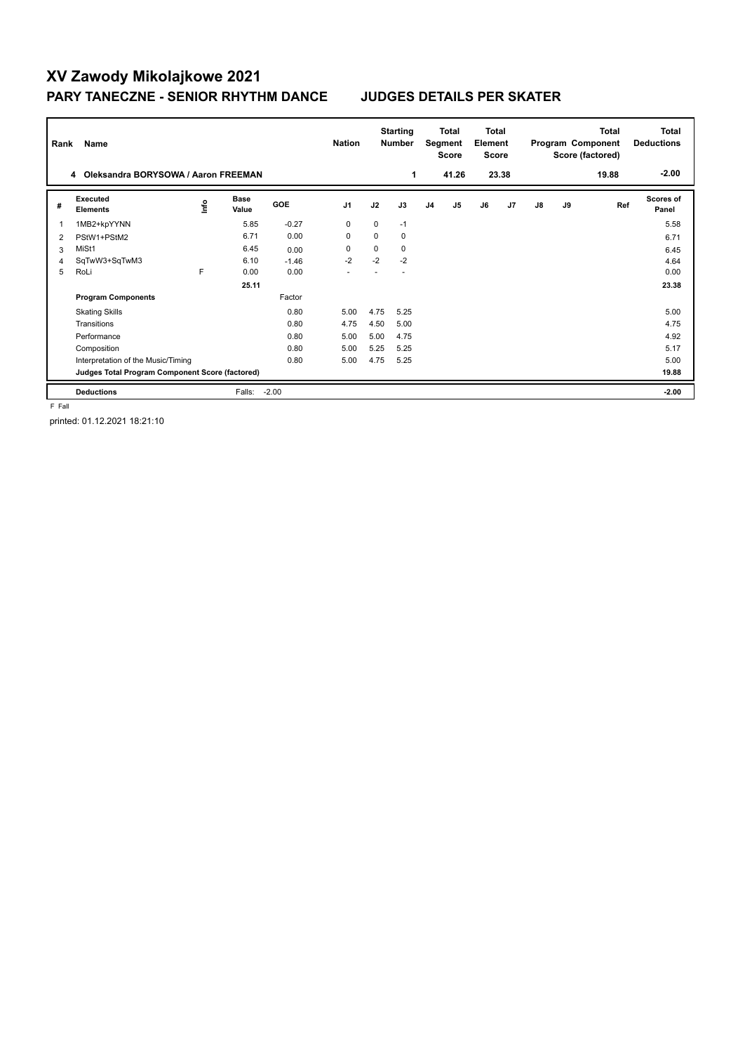# XV Zawody Mikolajkowe 2021

## PARY TANECZNE - SENIOR RHYTHM DANCE    JUDGES DETAILS PER SKATER

| Rank | Name | Nation | Starting Number | Total Segment Score | Total Element Score | Total Program Component Score (factored) | Total Deductions |
|---|---|---|---|---|---|---|---|
| 4 | Oleksandra BORYSOWA / Aaron FREEMAN | | 1 | 41.26 | 23.38 | 19.88 | -2.00 |

| # | Executed Elements | Info | Base Value | GOE | J1 | J2 | J3 | J4 | J5 | J6 | J7 | J8 | J9 | Ref | Scores of Panel |
|---|---|---|---|---|---|---|---|---|---|---|---|---|---|---|---|
| 1 | 1MB2+kpYYNN | | 5.85 | -0.27 | 0 | 0 | -1 | | | | | | | | 5.58 |
| 2 | PStW1+PStM2 | | 6.71 | 0.00 | 0 | 0 | 0 | | | | | | | | 6.71 |
| 3 | MiSt1 | | 6.45 | 0.00 | 0 | 0 | 0 | | | | | | | | 6.45 |
| 4 | SqTwW3+SqTwM3 | | 6.10 | -1.46 | -2 | -2 | -2 | | | | | | | | 4.64 |
| 5 | RoLi | F | 0.00 | 0.00 | - | - | - | | | | | | | | 0.00 |
| | | | 25.11 | | | | | | | | | | | | 23.38 |
| | **Program Components** | | | Factor | | | | | | | | | | | |
| | Skating Skills | | | 0.80 | 5.00 | 4.75 | 5.25 | | | | | | | | 5.00 |
| | Transitions | | | 0.80 | 4.75 | 4.50 | 5.00 | | | | | | | | 4.75 |
| | Performance | | | 0.80 | 5.00 | 5.00 | 4.75 | | | | | | | | 4.92 |
| | Composition | | | 0.80 | 5.00 | 5.25 | 5.25 | | | | | | | | 5.17 |
| | Interpretation of the Music/Timing | | | 0.80 | 5.00 | 4.75 | 5.25 | | | | | | | | 5.00 |
| | **Judges Total Program Component Score (factored)** | | | | | | | | | | | | | | 19.88 |
| | **Deductions** | | Falls: | -2.00 | | | | | | | | | | | -2.00 |

F Fall

printed: 01.12.2021 18:21:10